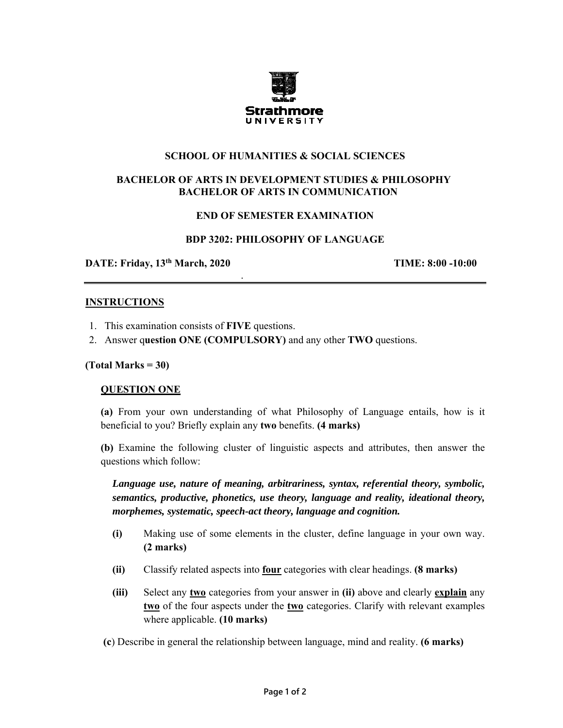Strathmore
UNIVERSITY

**SCHOOL OF HUMANITIES & SOCIAL SCIENCES**

**BACHELOR OF ARTS IN DEVELOPMENT STUDIES & PHILOSOPHY**
**BACHELOR OF ARTS IN COMMUNICATION**

**END OF SEMESTER EXAMINATION**

**BDP 3202: PHILOSOPHY OF LANGUAGE**

**DATE: Friday, 13th March, 2020** **TIME: 8:00 -10:00**

---

## INSTRUCTIONS

1. This examination consists of **FIVE** questions.
2. Answer q**uestion ONE (COMPULSORY)** and any other **TWO** questions.

**(Total Marks = 30)**

### QUESTION ONE

**(a)** From your own understanding of what Philosophy of Language entails, how is it beneficial to you? Briefly explain any **two** benefits. **(4 marks)**

**(b)** Examine the following cluster of linguistic aspects and attributes, then answer the questions which follow:

***Language use, nature of meaning, arbitrariness, syntax, referential theory, symbolic, semantics, productive, phonetics, use theory, language and reality, ideational theory, morphemes, systematic, speech-act theory, language and cognition.***

- **(i)** Making use of some elements in the cluster, define language in your own way. **(2 marks)**
- **(ii)** Classify related aspects into **four** categories with clear headings. **(8 marks)**
- **(iii)** Select any **two** categories from your answer in **(ii)** above and clearly **explain** any **two** of the four aspects under the **two** categories. Clarify with relevant examples where applicable. **(10 marks)**

**(c)** Describe in general the relationship between language, mind and reality. **(6 marks)**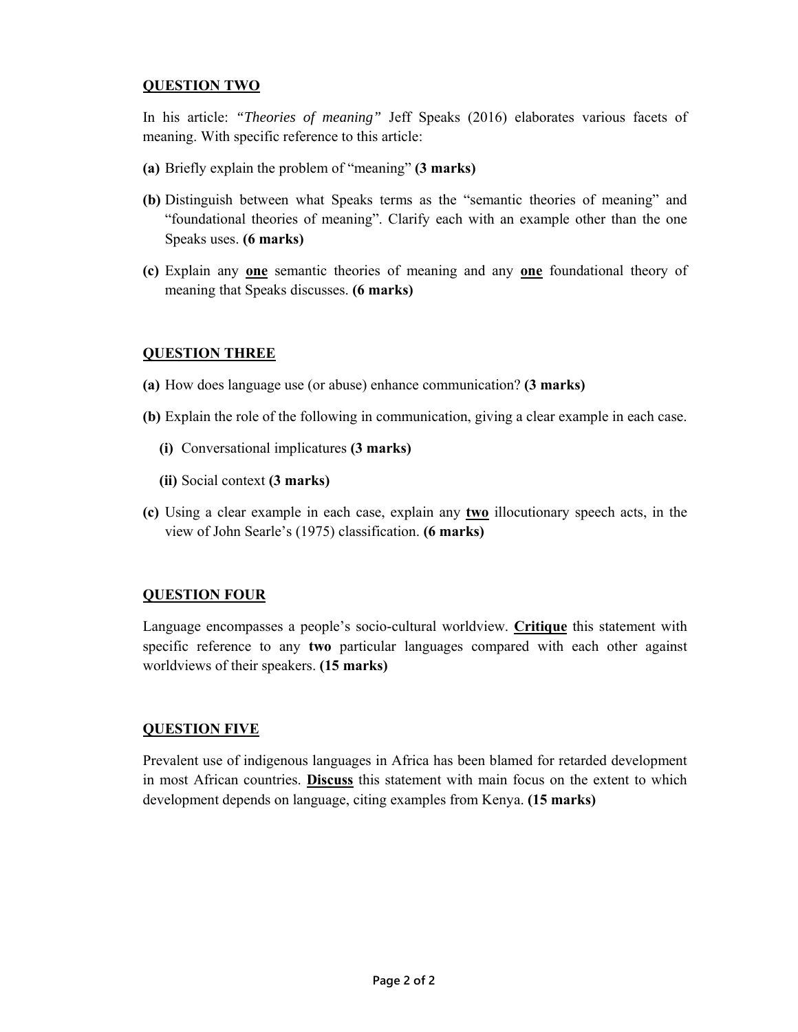## QUESTION TWO

In his article: *"Theories of meaning"* Jeff Speaks (2016) elaborates various facets of meaning. With specific reference to this article:

**(a)** Briefly explain the problem of "meaning" **(3 marks)**

**(b)** Distinguish between what Speaks terms as the "semantic theories of meaning" and "foundational theories of meaning". Clarify each with an example other than the one Speaks uses. **(6 marks)**

**(c)** Explain any **one** semantic theories of meaning and any **one** foundational theory of meaning that Speaks discusses. **(6 marks)**

## QUESTION THREE

**(a)** How does language use (or abuse) enhance communication? **(3 marks)**

**(b)** Explain the role of the following in communication, giving a clear example in each case.

- **(i)** Conversational implicatures **(3 marks)**
- **(ii)** Social context **(3 marks)**

**(c)** Using a clear example in each case, explain any **two** illocutionary speech acts, in the view of John Searle's (1975) classification. **(6 marks)**

## QUESTION FOUR

Language encompasses a people's socio-cultural worldview. **Critique** this statement with specific reference to any **two** particular languages compared with each other against worldviews of their speakers. **(15 marks)**

## QUESTION FIVE

Prevalent use of indigenous languages in Africa has been blamed for retarded development in most African countries. **Discuss** this statement with main focus on the extent to which development depends on language, citing examples from Kenya. **(15 marks)**